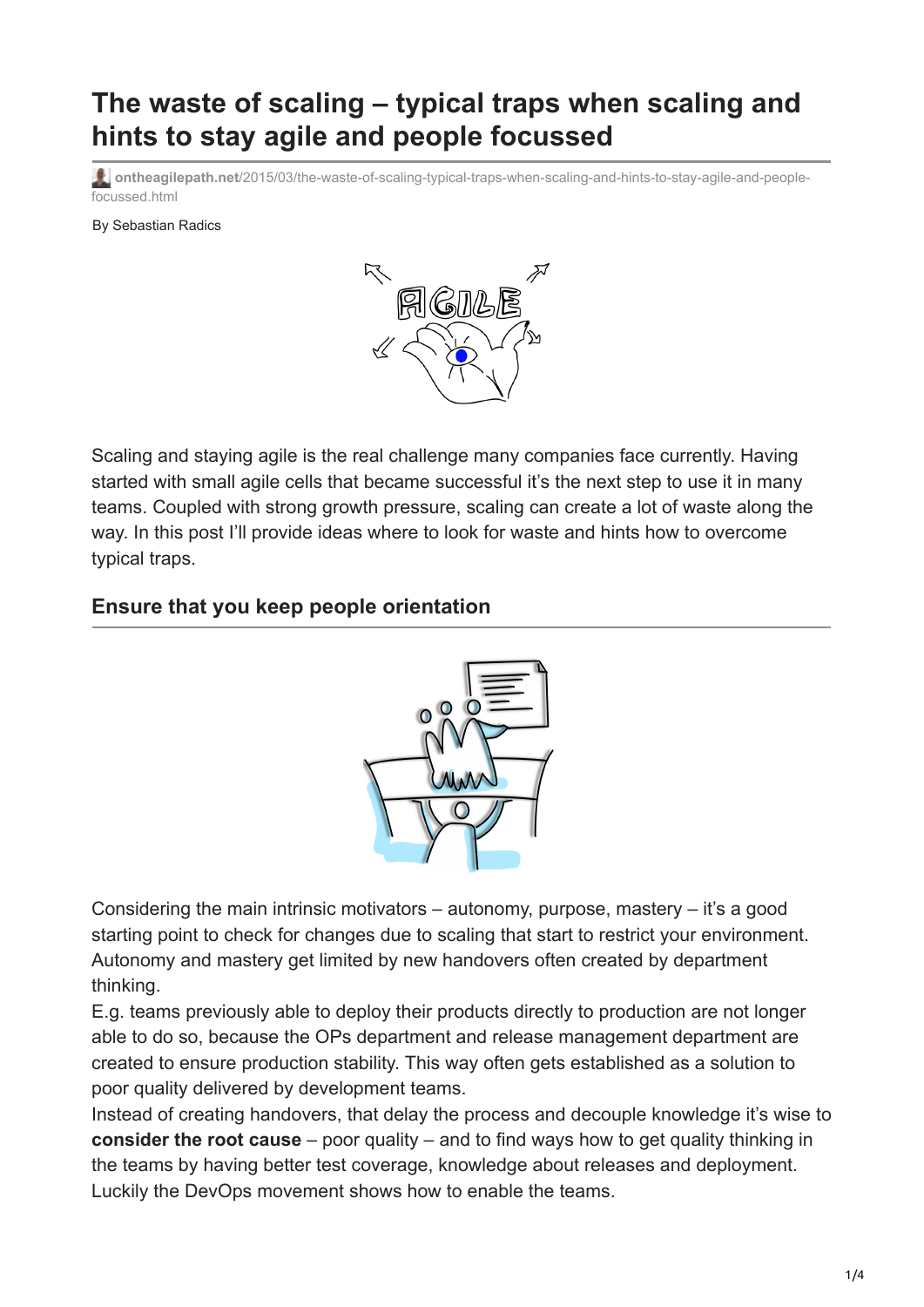# The waste of scaling – typical traps when scaling and hints to stay agile and people focussed

ontheagilepath.net/2015/03/the-waste-of-scaling-typical-traps-when-scaling-and-hints-to-stay-agile-and-people-focussed.html

By Sebastian Radics

Scaling and staying agile is the real challenge many companies face currently. Having started with small agile cells that became successful it's the next step to use it in many teams. Coupled with strong growth pressure, scaling can create a lot of waste along the way. In this post I'll provide ideas where to look for waste and hints how to overcome typical traps.

## Ensure that you keep people orientation

Considering the main intrinsic motivators – autonomy, purpose, mastery – it's a good starting point to check for changes due to scaling that start to restrict your environment. Autonomy and mastery get limited by new handovers often created by department thinking.

E.g. teams previously able to deploy their products directly to production are not longer able to do so, because the OPs department and release management department are created to ensure production stability. This way often gets established as a solution to poor quality delivered by development teams.

Instead of creating handovers, that delay the process and decouple knowledge it's wise to **consider the root cause** – poor quality – and to find ways how to get quality thinking in the teams by having better test coverage, knowledge about releases and deployment. Luckily the DevOps movement shows how to enable the teams.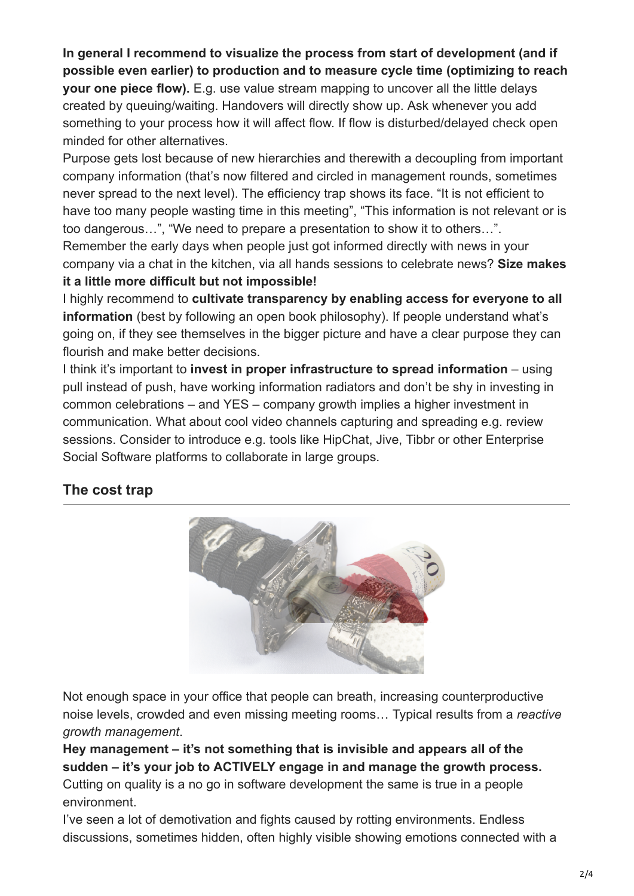**In general I recommend to visualize the process from start of development (and if possible even earlier) to production and to measure cycle time (optimizing to reach your one piece flow).** E.g. use value stream mapping to uncover all the little delays created by queuing/waiting. Handovers will directly show up. Ask whenever you add something to your process how it will affect flow. If flow is disturbed/delayed check open minded for other alternatives.

Purpose gets lost because of new hierarchies and therewith a decoupling from important company information (that's now filtered and circled in management rounds, sometimes never spread to the next level). The efficiency trap shows its face. "It is not efficient to have too many people wasting time in this meeting", "This information is not relevant or is too dangerous…", "We need to prepare a presentation to show it to others…".

Remember the early days when people just got informed directly with news in your company via a chat in the kitchen, via all hands sessions to celebrate news? **Size makes it a little more difficult but not impossible!**

I highly recommend to **cultivate transparency by enabling access for everyone to all information** (best by following an open book philosophy). If people understand what's going on, if they see themselves in the bigger picture and have a clear purpose they can flourish and make better decisions.

I think it's important to **invest in proper infrastructure to spread information** – using pull instead of push, have working information radiators and don't be shy in investing in common celebrations – and YES – company growth implies a higher investment in communication. What about cool video channels capturing and spreading e.g. review sessions. Consider to introduce e.g. tools like HipChat, Jive, Tibbr or other Enterprise Social Software platforms to collaborate in large groups.

## The cost trap

Not enough space in your office that people can breath, increasing counterproductive noise levels, crowded and even missing meeting rooms… Typical results from a *reactive growth management*.

**Hey management – it's not something that is invisible and appears all of the sudden – it's your job to ACTIVELY engage in and manage the growth process.**

Cutting on quality is a no go in software development the same is true in a people environment.

I've seen a lot of demotivation and fights caused by rotting environments. Endless discussions, sometimes hidden, often highly visible showing emotions connected with a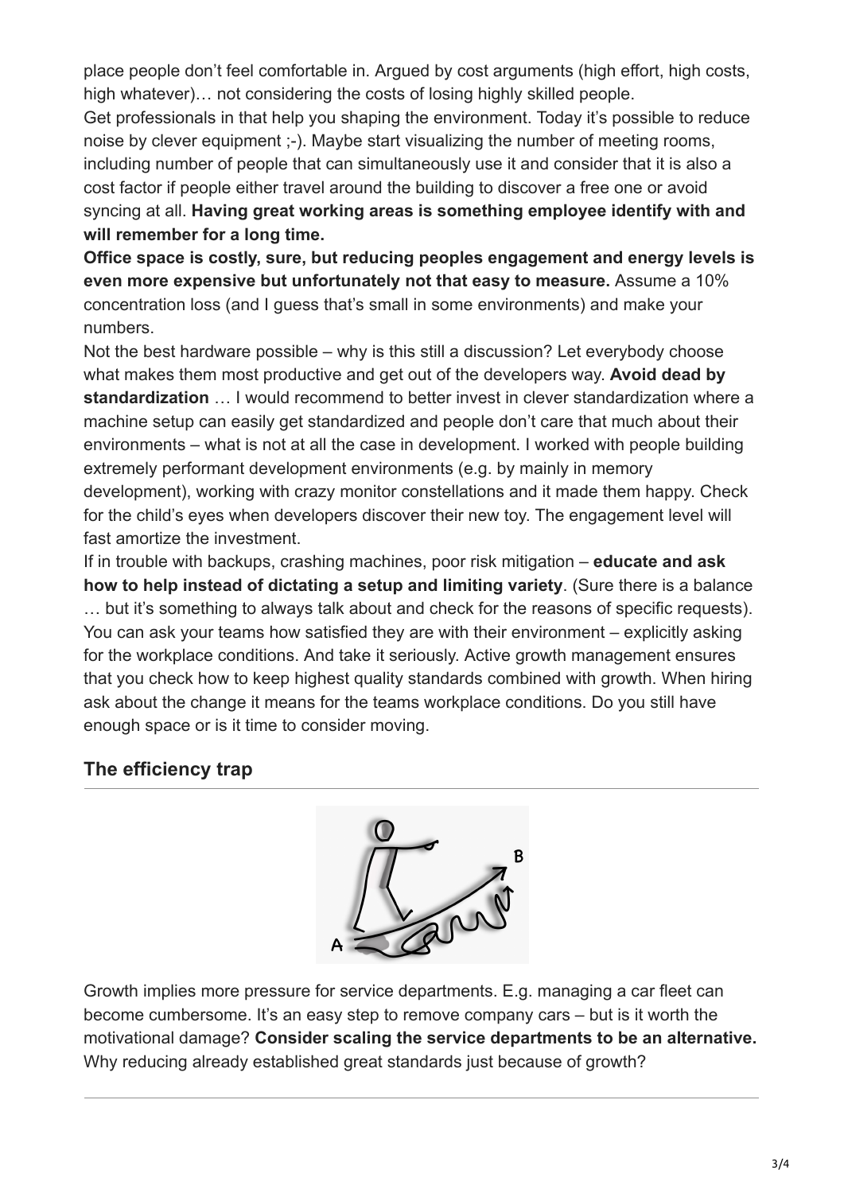place people don't feel comfortable in. Argued by cost arguments (high effort, high costs, high whatever)… not considering the costs of losing highly skilled people.

Get professionals in that help you shaping the environment. Today it's possible to reduce noise by clever equipment ;-). Maybe start visualizing the number of meeting rooms, including number of people that can simultaneously use it and consider that it is also a cost factor if people either travel around the building to discover a free one or avoid syncing at all. **Having great working areas is something employee identify with and will remember for a long time.**

**Office space is costly, sure, but reducing peoples engagement and energy levels is even more expensive but unfortunately not that easy to measure.** Assume a 10% concentration loss (and I guess that's small in some environments) and make your numbers.

Not the best hardware possible – why is this still a discussion? Let everybody choose what makes them most productive and get out of the developers way. **Avoid dead by standardization** … I would recommend to better invest in clever standardization where a machine setup can easily get standardized and people don't care that much about their environments – what is not at all the case in development. I worked with people building extremely performant development environments (e.g. by mainly in memory development), working with crazy monitor constellations and it made them happy. Check for the child's eyes when developers discover their new toy. The engagement level will fast amortize the investment.

If in trouble with backups, crashing machines, poor risk mitigation – **educate and ask how to help instead of dictating a setup and limiting variety**. (Sure there is a balance … but it's something to always talk about and check for the reasons of specific requests). You can ask your teams how satisfied they are with their environment – explicitly asking for the workplace conditions. And take it seriously. Active growth management ensures that you check how to keep highest quality standards combined with growth. When hiring ask about the change it means for the teams workplace conditions. Do you still have enough space or is it time to consider moving.

## The efficiency trap

Growth implies more pressure for service departments. E.g. managing a car fleet can become cumbersome. It's an easy step to remove company cars – but is it worth the motivational damage? **Consider scaling the service departments to be an alternative.** Why reducing already established great standards just because of growth?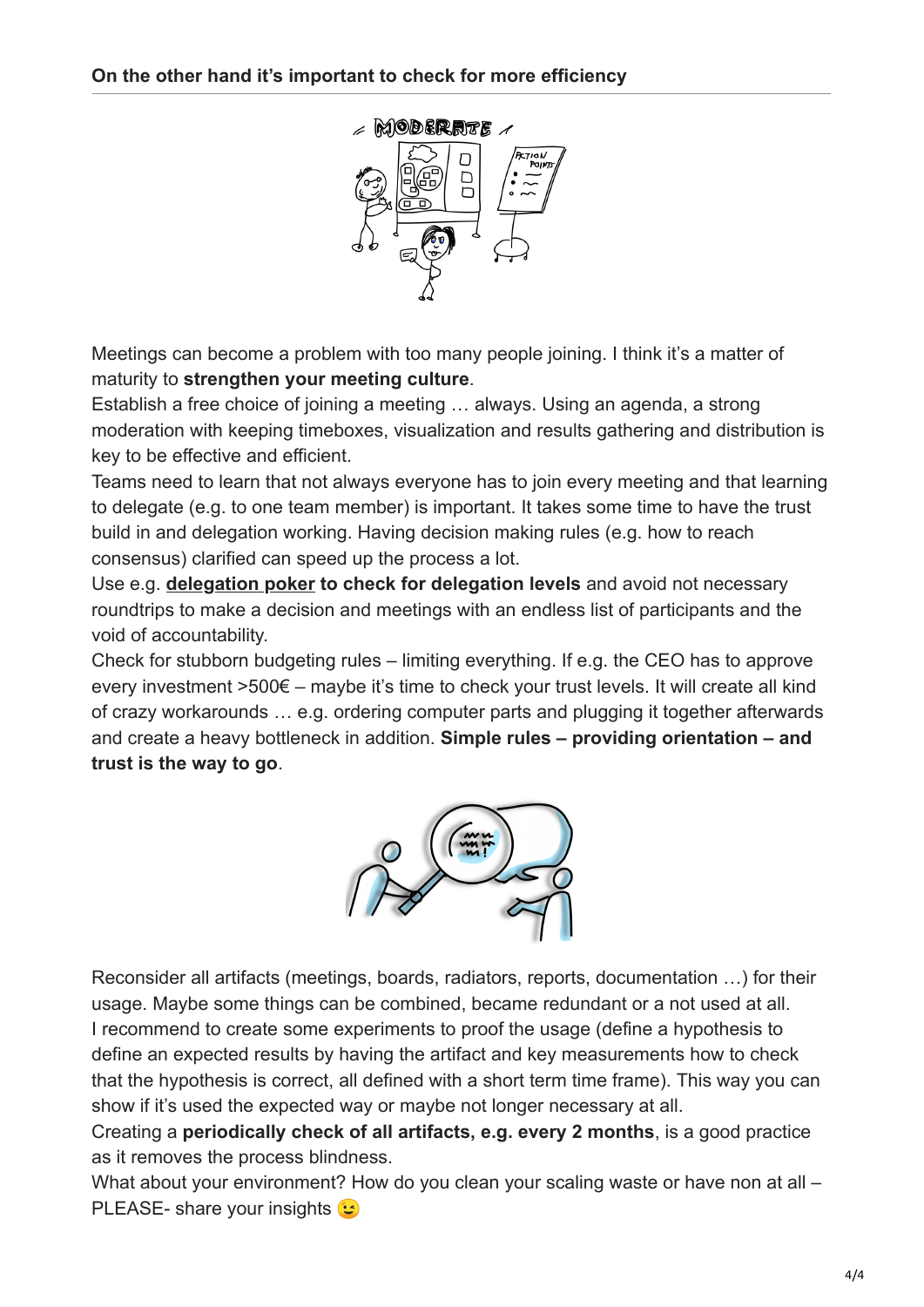**On the other hand it's important to check for more efficiency**

Meetings can become a problem with too many people joining. I think it's a matter of maturity to **strengthen your meeting culture**.
Establish a free choice of joining a meeting … always. Using an agenda, a strong moderation with keeping timeboxes, visualization and results gathering and distribution is key to be effective and efficient.
Teams need to learn that not always everyone has to join every meeting and that learning to delegate (e.g. to one team member) is important. It takes some time to have the trust build in and delegation working. Having decision making rules (e.g. how to reach consensus) clarified can speed up the process a lot.
Use e.g. **delegation poker to check for delegation levels** and avoid not necessary roundtrips to make a decision and meetings with an endless list of participants and the void of accountability.
Check for stubborn budgeting rules – limiting everything. If e.g. the CEO has to approve every investment >500€ – maybe it's time to check your trust levels. It will create all kind of crazy workarounds … e.g. ordering computer parts and plugging it together afterwards and create a heavy bottleneck in addition. **Simple rules – providing orientation – and trust is the way to go**.

Reconsider all artifacts (meetings, boards, radiators, reports, documentation …) for their usage. Maybe some things can be combined, became redundant or a not used at all.
I recommend to create some experiments to proof the usage (define a hypothesis to define an expected results by having the artifact and key measurements how to check that the hypothesis is correct, all defined with a short term time frame). This way you can show if it's used the expected way or maybe not longer necessary at all.
Creating a **periodically check of all artifacts, e.g. every 2 months**, is a good practice as it removes the process blindness.
What about your environment? How do you clean your scaling waste or have non at all – PLEASE- share your insights 😉